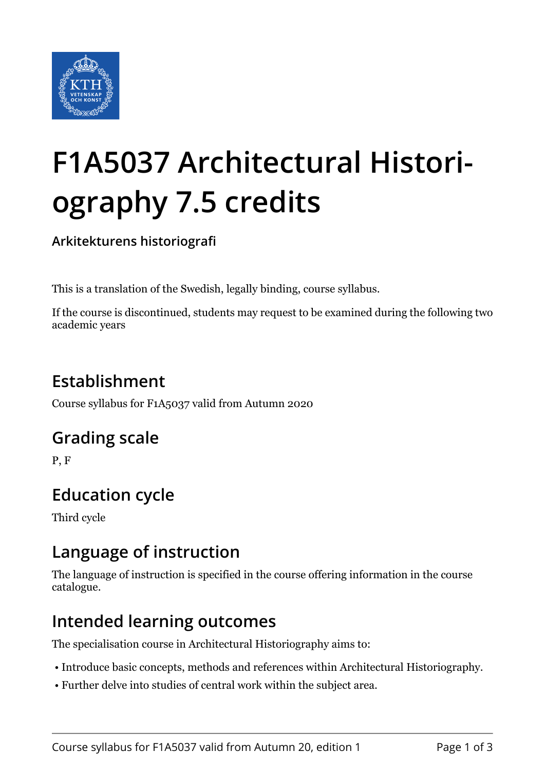# F1A5037 Architectural Historiography 7.5 credits

**Arkitekturens historiografi**

This is a translation of the Swedish, legally binding, course syllabus.

If the course is discontinued, students may request to be examined during the following two academic years

## Establishment

Course syllabus for F1A5037 valid from Autumn 2020

## Grading scale

P, F

## Education cycle

Third cycle

## Language of instruction

The language of instruction is specified in the course offering information in the course catalogue.

## Intended learning outcomes

The specialisation course in Architectural Historiography aims to:

- Introduce basic concepts, methods and references within Architectural Historiography.
- Further delve into studies of central work within the subject area.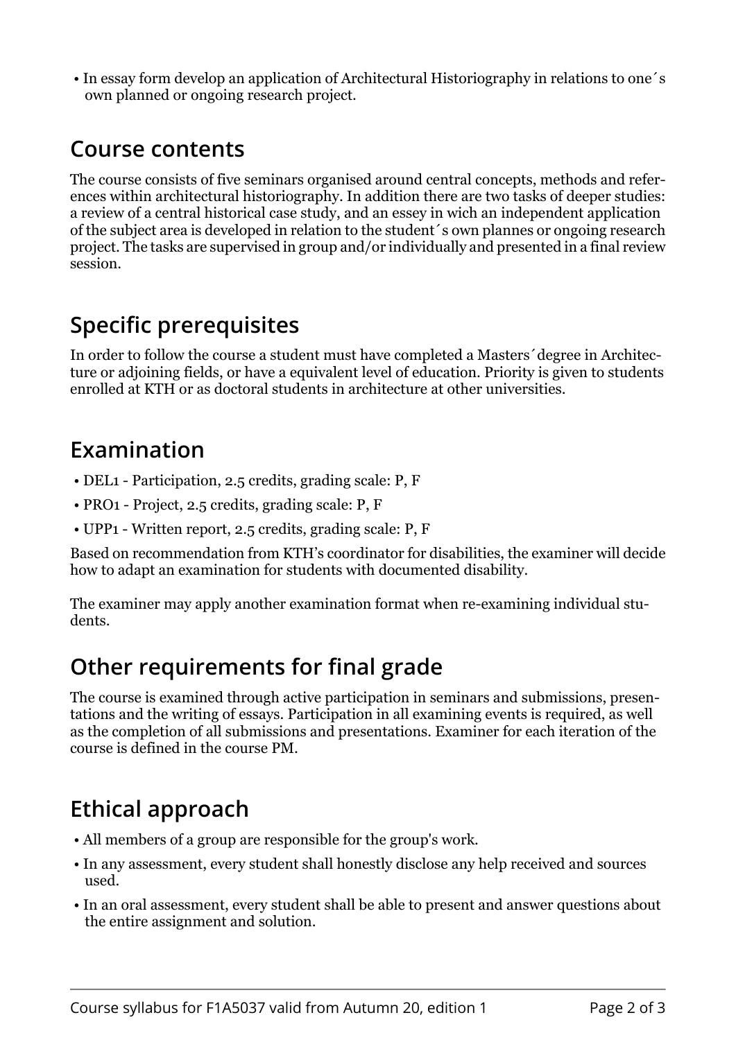- In essay form develop an application of Architectural Historiography in relations to one´s own planned or ongoing research project.

## Course contents

The course consists of five seminars organised around central concepts, methods and references within architectural historiography. In addition there are two tasks of deeper studies: a review of a central historical case study, and an essey in wich an independent application of the subject area is developed in relation to the student´s own plannes or ongoing research project. The tasks are supervised in group and/or individually and presented in a final review session.

## Specific prerequisites

In order to follow the course a student must have completed a Masters´degree in Architecture or adjoining fields, or have a equivalent level of education. Priority is given to students enrolled at KTH or as doctoral students in architecture at other universities.

## Examination

- DEL1 - Participation, 2.5 credits, grading scale: P, F
- PRO1 - Project, 2.5 credits, grading scale: P, F
- UPP1 - Written report, 2.5 credits, grading scale: P, F

Based on recommendation from KTH's coordinator for disabilities, the examiner will decide how to adapt an examination for students with documented disability.

The examiner may apply another examination format when re-examining individual students.

## Other requirements for final grade

The course is examined through active participation in seminars and submissions, presentations and the writing of essays. Participation in all examining events is required, as well as the completion of all submissions and presentations. Examiner for each iteration of the course is defined in the course PM.

## Ethical approach

- All members of a group are responsible for the group's work.
- In any assessment, every student shall honestly disclose any help received and sources used.
- In an oral assessment, every student shall be able to present and answer questions about the entire assignment and solution.